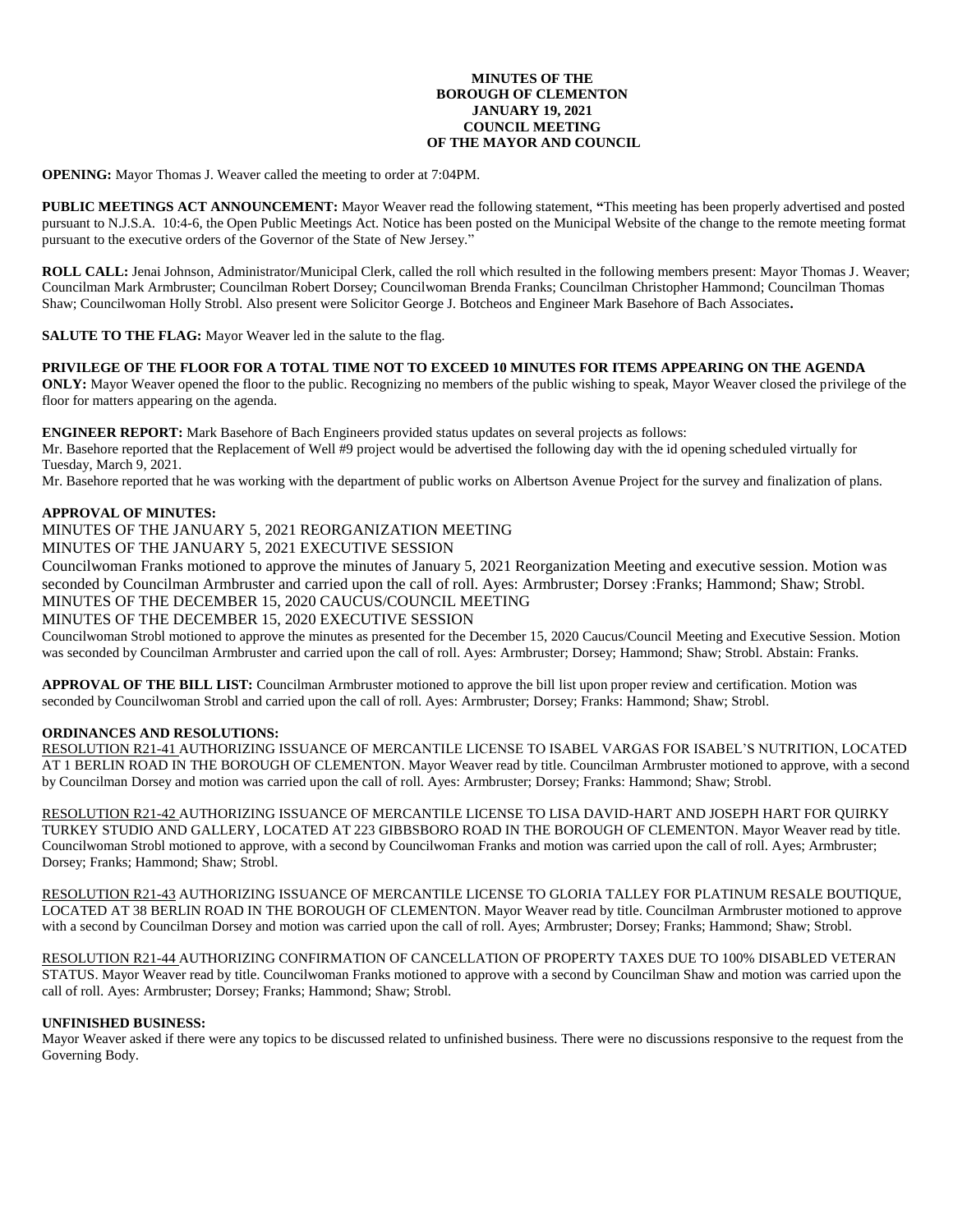**MINUTES OF THE**
**BOROUGH OF CLEMENTON**
**JANUARY 19, 2021**
**COUNCIL MEETING**
**OF THE MAYOR AND COUNCIL**

**OPENING:** Mayor Thomas J. Weaver called the meeting to order at 7:04PM.

**PUBLIC MEETINGS ACT ANNOUNCEMENT:** Mayor Weaver read the following statement, **"**This meeting has been properly advertised and posted pursuant to N.J.S.A. 10:4-6, the Open Public Meetings Act. Notice has been posted on the Municipal Website of the change to the remote meeting format pursuant to the executive orders of the Governor of the State of New Jersey."

**ROLL CALL:** Jenai Johnson, Administrator/Municipal Clerk, called the roll which resulted in the following members present: Mayor Thomas J. Weaver; Councilman Mark Armbruster; Councilman Robert Dorsey; Councilwoman Brenda Franks; Councilman Christopher Hammond; Councilman Thomas Shaw; Councilwoman Holly Strobl. Also present were Solicitor George J. Botcheos and Engineer Mark Basehore of Bach Associates**.**

**SALUTE TO THE FLAG:** Mayor Weaver led in the salute to the flag.

**PRIVILEGE OF THE FLOOR FOR A TOTAL TIME NOT TO EXCEED 10 MINUTES FOR ITEMS APPEARING ON THE AGENDA ONLY:** Mayor Weaver opened the floor to the public. Recognizing no members of the public wishing to speak, Mayor Weaver closed the privilege of the floor for matters appearing on the agenda.

**ENGINEER REPORT:** Mark Basehore of Bach Engineers provided status updates on several projects as follows:
Mr. Basehore reported that the Replacement of Well #9 project would be advertised the following day with the id opening scheduled virtually for Tuesday, March 9, 2021.
Mr. Basehore reported that he was working with the department of public works on Albertson Avenue Project for the survey and finalization of plans.

**APPROVAL OF MINUTES:**

MINUTES OF THE JANUARY 5, 2021 REORGANIZATION MEETING
MINUTES OF THE JANUARY 5, 2021 EXECUTIVE SESSION
Councilwoman Franks motioned to approve the minutes of January 5, 2021 Reorganization Meeting and executive session. Motion was seconded by Councilman Armbruster and carried upon the call of roll. Ayes: Armbruster; Dorsey :Franks; Hammond; Shaw; Strobl.
MINUTES OF THE DECEMBER 15, 2020 CAUCUS/COUNCIL MEETING
MINUTES OF THE DECEMBER 15, 2020 EXECUTIVE SESSION
Councilwoman Strobl motioned to approve the minutes as presented for the December 15, 2020 Caucus/Council Meeting and Executive Session. Motion was seconded by Councilman Armbruster and carried upon the call of roll. Ayes: Armbruster; Dorsey; Hammond; Shaw; Strobl. Abstain: Franks.

**APPROVAL OF THE BILL LIST:** Councilman Armbruster motioned to approve the bill list upon proper review and certification. Motion was seconded by Councilwoman Strobl and carried upon the call of roll. Ayes: Armbruster; Dorsey; Franks: Hammond; Shaw; Strobl.

**ORDINANCES AND RESOLUTIONS:**

RESOLUTION R21-41 AUTHORIZING ISSUANCE OF MERCANTILE LICENSE TO ISABEL VARGAS FOR ISABEL'S NUTRITION, LOCATED AT 1 BERLIN ROAD IN THE BOROUGH OF CLEMENTON. Mayor Weaver read by title. Councilman Armbruster motioned to approve, with a second by Councilman Dorsey and motion was carried upon the call of roll. Ayes: Armbruster; Dorsey; Franks: Hammond; Shaw; Strobl.

RESOLUTION R21-42 AUTHORIZING ISSUANCE OF MERCANTILE LICENSE TO LISA DAVID-HART AND JOSEPH HART FOR QUIRKY TURKEY STUDIO AND GALLERY, LOCATED AT 223 GIBBSBORO ROAD IN THE BOROUGH OF CLEMENTON. Mayor Weaver read by title. Councilwoman Strobl motioned to approve, with a second by Councilwoman Franks and motion was carried upon the call of roll. Ayes; Armbruster; Dorsey; Franks; Hammond; Shaw; Strobl.

RESOLUTION R21-43 AUTHORIZING ISSUANCE OF MERCANTILE LICENSE TO GLORIA TALLEY FOR PLATINUM RESALE BOUTIQUE, LOCATED AT 38 BERLIN ROAD IN THE BOROUGH OF CLEMENTON. Mayor Weaver read by title. Councilman Armbruster motioned to approve with a second by Councilman Dorsey and motion was carried upon the call of roll. Ayes; Armbruster; Dorsey; Franks; Hammond; Shaw; Strobl.

RESOLUTION R21-44 AUTHORIZING CONFIRMATION OF CANCELLATION OF PROPERTY TAXES DUE TO 100% DISABLED VETERAN STATUS. Mayor Weaver read by title. Councilwoman Franks motioned to approve with a second by Councilman Shaw and motion was carried upon the call of roll. Ayes: Armbruster; Dorsey; Franks; Hammond; Shaw; Strobl.

**UNFINISHED BUSINESS:**

Mayor Weaver asked if there were any topics to be discussed related to unfinished business. There were no discussions responsive to the request from the Governing Body.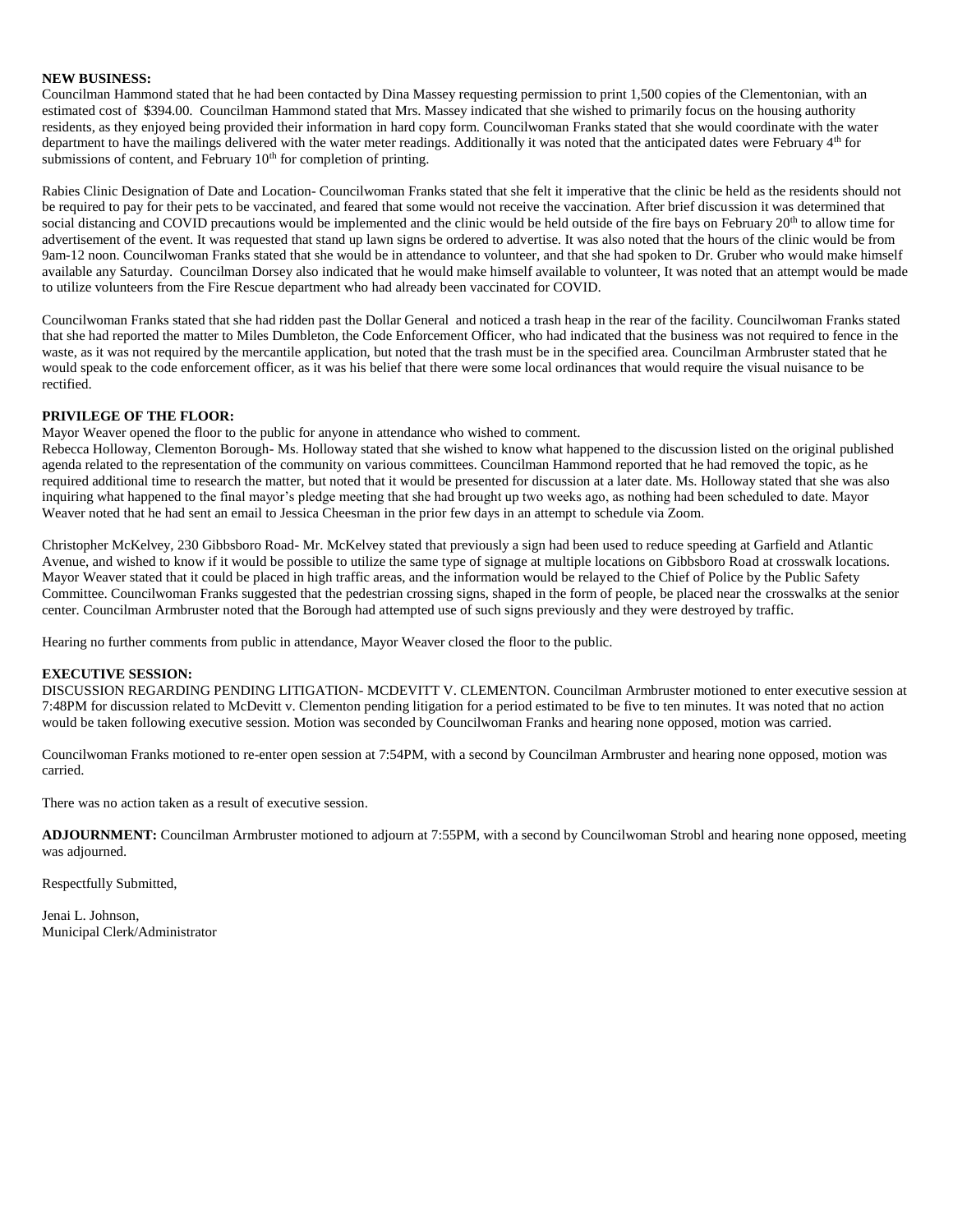**NEW BUSINESS:**
Councilman Hammond stated that he had been contacted by Dina Massey requesting permission to print 1,500 copies of the Clementonian, with an estimated cost of $394.00. Councilman Hammond stated that Mrs. Massey indicated that she wished to primarily focus on the housing authority residents, as they enjoyed being provided their information in hard copy form. Councilwoman Franks stated that she would coordinate with the water department to have the mailings delivered with the water meter readings. Additionally it was noted that the anticipated dates were February 4th for submissions of content, and February 10th for completion of printing.

Rabies Clinic Designation of Date and Location- Councilwoman Franks stated that she felt it imperative that the clinic be held as the residents should not be required to pay for their pets to be vaccinated, and feared that some would not receive the vaccination. After brief discussion it was determined that social distancing and COVID precautions would be implemented and the clinic would be held outside of the fire bays on February 20th to allow time for advertisement of the event. It was requested that stand up lawn signs be ordered to advertise. It was also noted that the hours of the clinic would be from 9am-12 noon. Councilwoman Franks stated that she would be in attendance to volunteer, and that she had spoken to Dr. Gruber who would make himself available any Saturday. Councilman Dorsey also indicated that he would make himself available to volunteer, It was noted that an attempt would be made to utilize volunteers from the Fire Rescue department who had already been vaccinated for COVID.

Councilwoman Franks stated that she had ridden past the Dollar General and noticed a trash heap in the rear of the facility. Councilwoman Franks stated that she had reported the matter to Miles Dumbleton, the Code Enforcement Officer, who had indicated that the business was not required to fence in the waste, as it was not required by the mercantile application, but noted that the trash must be in the specified area. Councilman Armbruster stated that he would speak to the code enforcement officer, as it was his belief that there were some local ordinances that would require the visual nuisance to be rectified.

**PRIVILEGE OF THE FLOOR:**
Mayor Weaver opened the floor to the public for anyone in attendance who wished to comment.
Rebecca Holloway, Clementon Borough- Ms. Holloway stated that she wished to know what happened to the discussion listed on the original published agenda related to the representation of the community on various committees. Councilman Hammond reported that he had removed the topic, as he required additional time to research the matter, but noted that it would be presented for discussion at a later date. Ms. Holloway stated that she was also inquiring what happened to the final mayor's pledge meeting that she had brought up two weeks ago, as nothing had been scheduled to date. Mayor Weaver noted that he had sent an email to Jessica Cheesman in the prior few days in an attempt to schedule via Zoom.

Christopher McKelvey, 230 Gibbsboro Road- Mr. McKelvey stated that previously a sign had been used to reduce speeding at Garfield and Atlantic Avenue, and wished to know if it would be possible to utilize the same type of signage at multiple locations on Gibbsboro Road at crosswalk locations. Mayor Weaver stated that it could be placed in high traffic areas, and the information would be relayed to the Chief of Police by the Public Safety Committee. Councilwoman Franks suggested that the pedestrian crossing signs, shaped in the form of people, be placed near the crosswalks at the senior center. Councilman Armbruster noted that the Borough had attempted use of such signs previously and they were destroyed by traffic.

Hearing no further comments from public in attendance, Mayor Weaver closed the floor to the public.

**EXECUTIVE SESSION:**
DISCUSSION REGARDING PENDING LITIGATION- MCDEVITT V. CLEMENTON. Councilman Armbruster motioned to enter executive session at 7:48PM for discussion related to McDevitt v. Clementon pending litigation for a period estimated to be five to ten minutes. It was noted that no action would be taken following executive session. Motion was seconded by Councilwoman Franks and hearing none opposed, motion was carried.

Councilwoman Franks motioned to re-enter open session at 7:54PM, with a second by Councilman Armbruster and hearing none opposed, motion was carried.

There was no action taken as a result of executive session.

**ADJOURNMENT:** Councilman Armbruster motioned to adjourn at 7:55PM, with a second by Councilwoman Strobl and hearing none opposed, meeting was adjourned.

Respectfully Submitted,

Jenai L. Johnson,
Municipal Clerk/Administrator